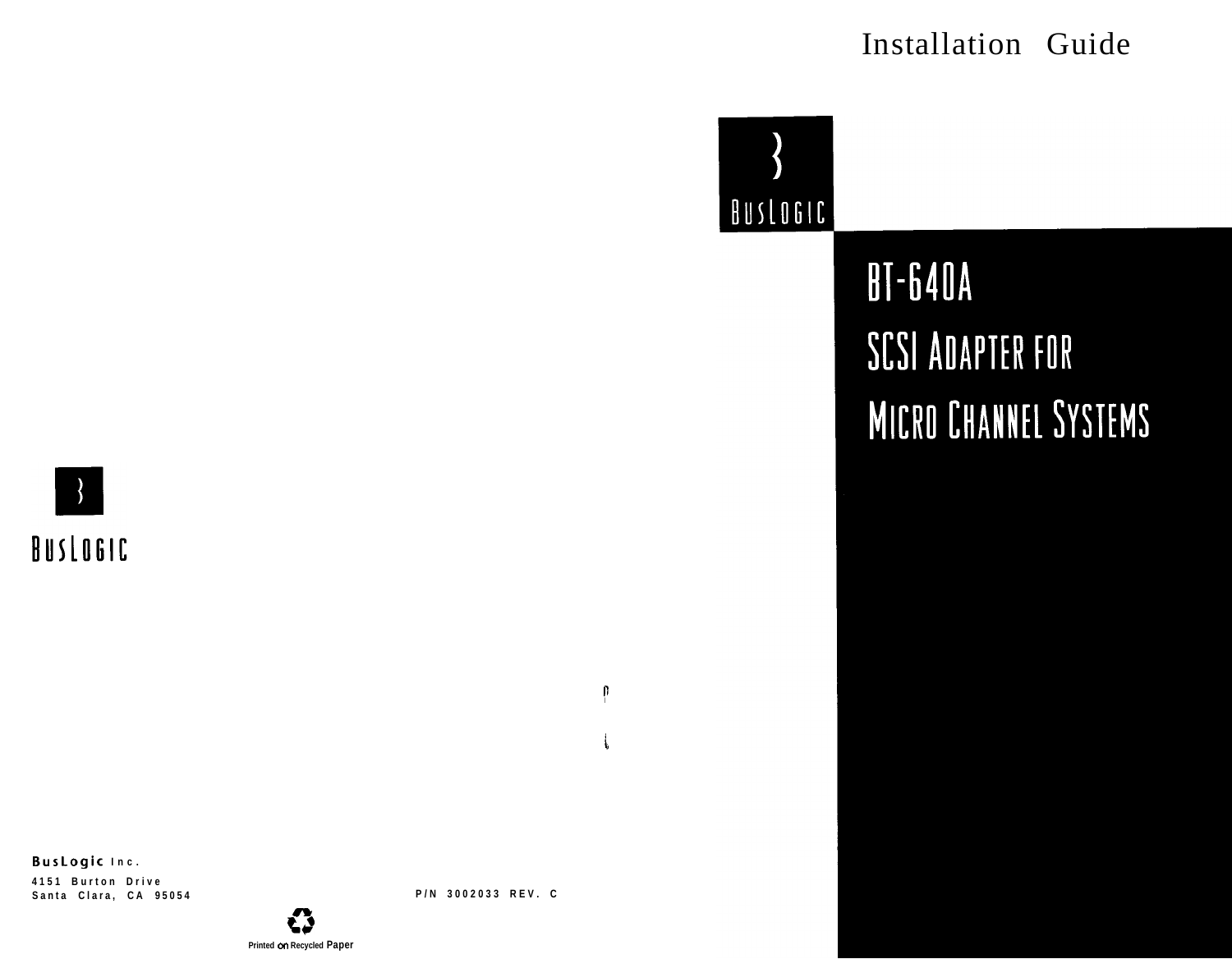Installation Guide

BusLogic

# BT-640A SCSI Adapter for Micro Channel Systems

BusLogic

**BusLogic** Inc.
4151 Burton Drive
Santa Clara, CA 95054

P/N 3002033 REV. C

Printed on Recycled Paper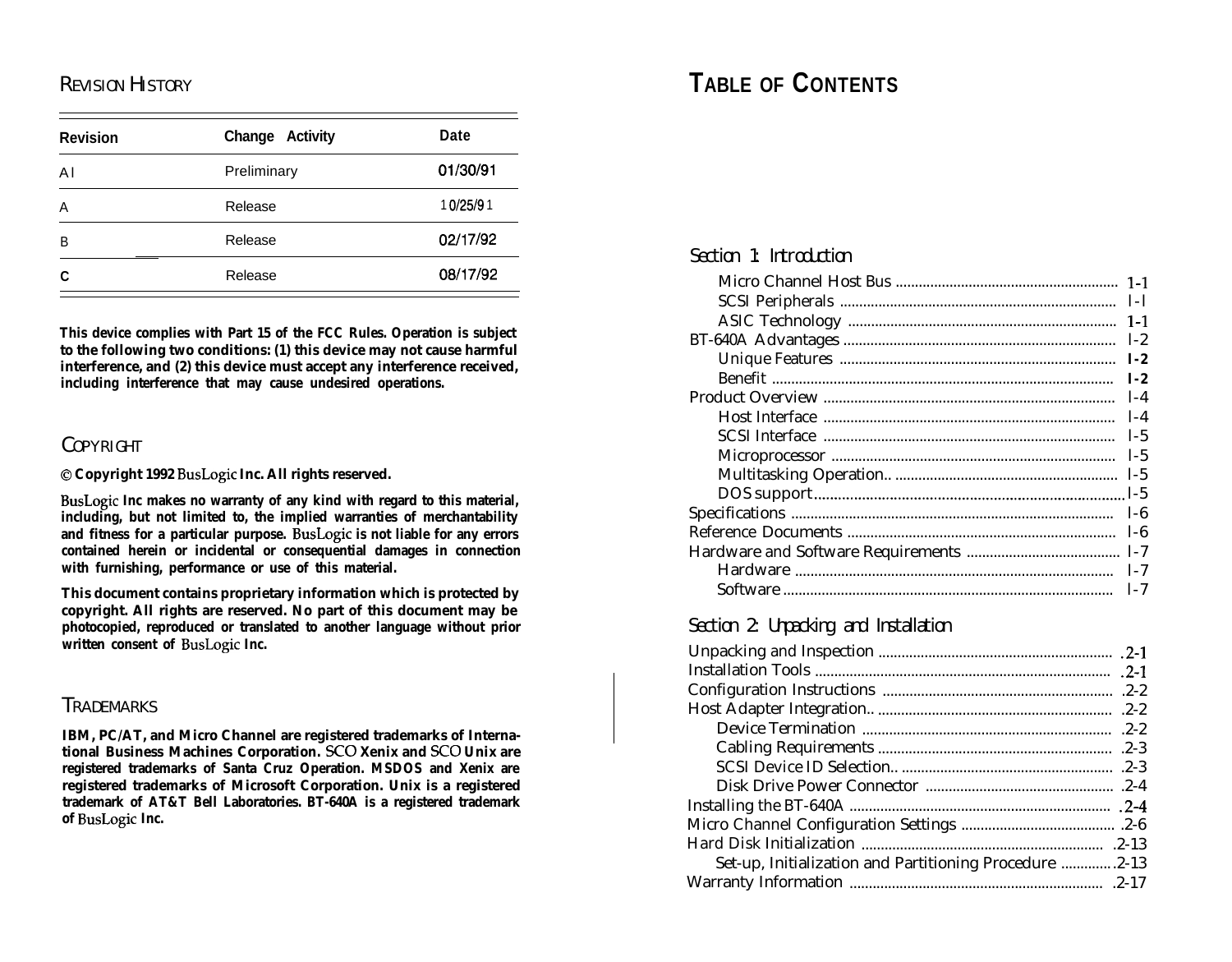## Revision History

| Revision | Change Activity | Date |
|---|---|---|
| A1 | Preliminary | 01/30/91 |
| A | Release | 10/25/91 |
| B | Release | 02/17/92 |
| C | Release | 08/17/92 |

**This device complies with Part 15 of the FCC Rules. Operation is subject to the following two conditions: (1) this device may not cause harmful interference, and (2) this device must accept any interference received, including interference that may cause undesired operations.**

## Copyright

**© Copyright 1992 BusLogic Inc. All rights reserved.**

**BusLogic Inc makes no warranty of any kind with regard to this material, including, but not limited to, the implied warranties of merchantability and fitness for a particular purpose. BusLogic is not liable for any errors contained herein or incidental or consequential damages in connection with furnishing, performance or use of this material.**

**This document contains proprietary information which is protected by copyright. All rights are reserved. No part of this document may be photocopied, reproduced or translated to another language without prior written consent of BusLogic Inc.**

## Trademarks

**IBM, PC/AT, and Micro Channel are registered trademarks of International Business Machines Corporation. SCO Xenix and SCO Unix are registered trademarks of Santa Cruz Operation. MSDOS and Xenix are registered trademarks of Microsoft Corporation. Unix is a registered trademark of AT&T Bell Laboratories. BT-640A is a registered trademark of BusLogic Inc.**

# Table of Contents

### *Section 1: Introduction*

- Micro Channel Host Bus ........ 1-1
- SCSI Peripherals ........ 1-1
- ASIC Technology ........ 1-1
- BT-640A Advantages ........ 1-2
  - Unique Features ........ 1-2
  - Benefit ........ 1-2
- Product Overview ........ 1-4
  - Host Interface ........ 1-4
  - SCSI Interface ........ 1-5
  - Microprocessor ........ 1-5
  - Multitasking Operation ........ 1-5
  - DOS support ........ 1-5
- Specifications ........ 1-6
- Reference Documents ........ 1-6
- Hardware and Software Requirements ........ 1-7
  - Hardware ........ 1-7
  - Software ........ 1-7

### *Section 2: Unpacking and Installation*

- Unpacking and Inspection ........ 2-1
- Installation Tools ........ 2-1
- Configuration Instructions ........ 2-2
- Host Adapter Integration ........ 2-2
  - Device Termination ........ 2-2
  - Cabling Requirements ........ 2-3
  - SCSI Device ID Selection ........ 2-3
  - Disk Drive Power Connector ........ 2-4
- Installing the BT-640A ........ 2-4
- Micro Channel Configuration Settings ........ 2-6
- Hard Disk Initialization ........ 2-13
  - Set-up, Initialization and Partitioning Procedure ........ 2-13
- Warranty Information ........ 2-17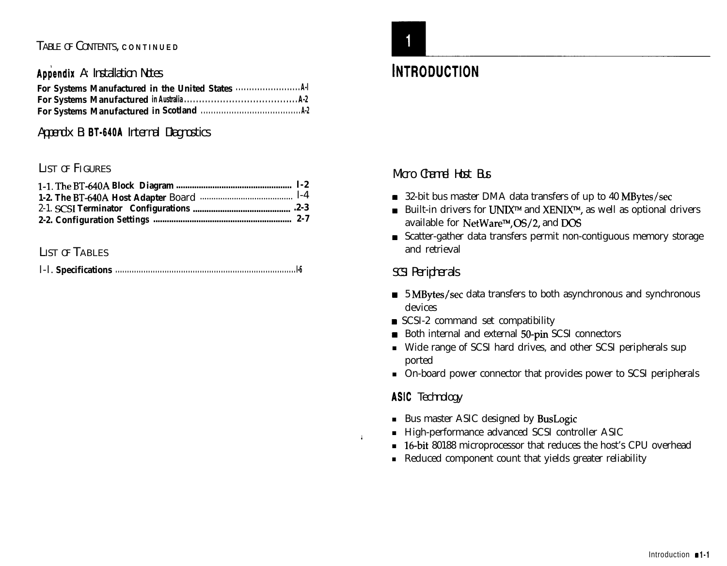TABLE OF CONTENTS, CONTINUED

**Appendix A: Installation Notes**

**For Systems Manufactured in the United States** ........................ A-1
**For Systems Manufactured in Australia** ........................................ A-2
**For Systems Manufactured in Scotland** ........................................ A-2

**Appendix B: BT-640A Internal Diagnostics**

LIST OF FIGURES

1-1. The BT-640A **Block Diagram** .................................................. 1-2
**1-2. The BT-640A Host Adapter** Board ........................................ 1-4
2-1. SCSI **Terminator Configurations** ........................................ 2-3
**2-2. Configuration Settings** ............................................................ 2-7

LIST OF TABLES

1-1. **Specifications** ................................................................................ 1-6

# 1

# INTRODUCTION

## Micro Channel Host Bus

- 32-bit bus master DMA data transfers of up to 40 MBytes/sec
- Built-in drivers for UNIX™ and XENIX™, as well as optional drivers available for NetWare™, OS/2, and DOS
- Scatter-gather data transfers permit non-contiguous memory storage and retrieval

## SCSI Peripherals

- 5 MBytes/sec data transfers to both asynchronous and synchronous devices
- SCSI-2 command set compatibility
- Both internal and external 50-pin SCSI connectors
- Wide range of SCSI hard drives, and other SCSI peripherals supported
- On-board power connector that provides power to SCSI peripherals

## ASIC Technology

- Bus master ASIC designed by BusLogic
- High-performance advanced SCSI controller ASIC
- 16-bit 80188 microprocessor that reduces the host's CPU overhead
- Reduced component count that yields greater reliability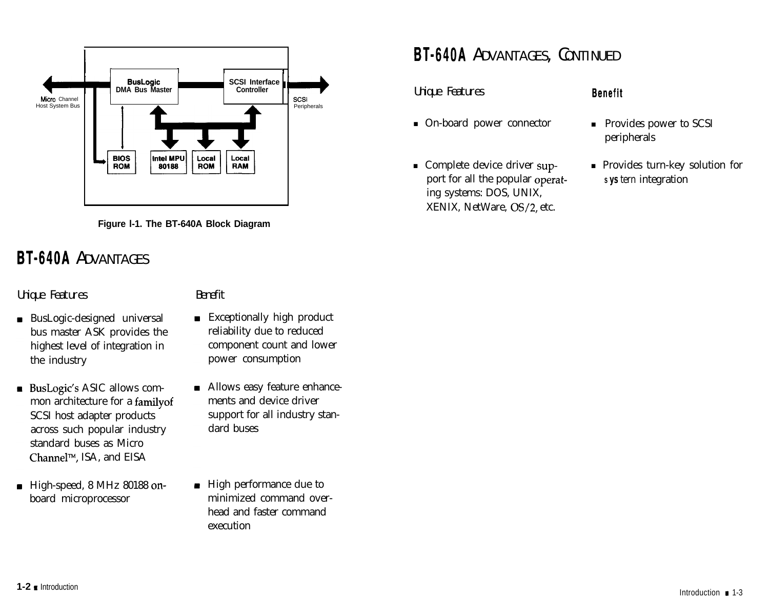Micro Channel Host System Bus

BusLogic DMA Bus Master

SCSI Interface Controller

SCSI Peripherals

BIOS ROM

Intel MPU 80188

Local ROM

Local RAM

**Figure l-1. The BT-640A Block Diagram**

## BT-640A ADVANTAGES

| *Unique Features* | *Benefit* |
|---|---|
| ■ BusLogic-designed universal bus master ASK provides the highest level of integration in the industry | ■ Exceptionally high product reliability due to reduced component count and lower power consumption |
| ■ BusLogic's ASIC allows common architecture for a familyof SCSI host adapter products across such popular industry standard buses as Micro Channel™, ISA, and EISA | ■ Allows easy feature enhancements and device driver support for all industry standard buses |
| ■ High-speed, 8 MHz 80188 on-board microprocessor | ■ High performance due to minimized command overhead and faster command execution |

## BT-640A ADVANTAGES, CONTINUED

| *Unique Features* | **Benefit** |
|---|---|
| ■ On-board power connector | ■ Provides power to SCSI peripherals |
| ■ Complete device driver support for all the popular operating systems: DOS, UNIX, XENIX, NetWare, OS/2, etc. | ■ Provides turn-key solution for system integration |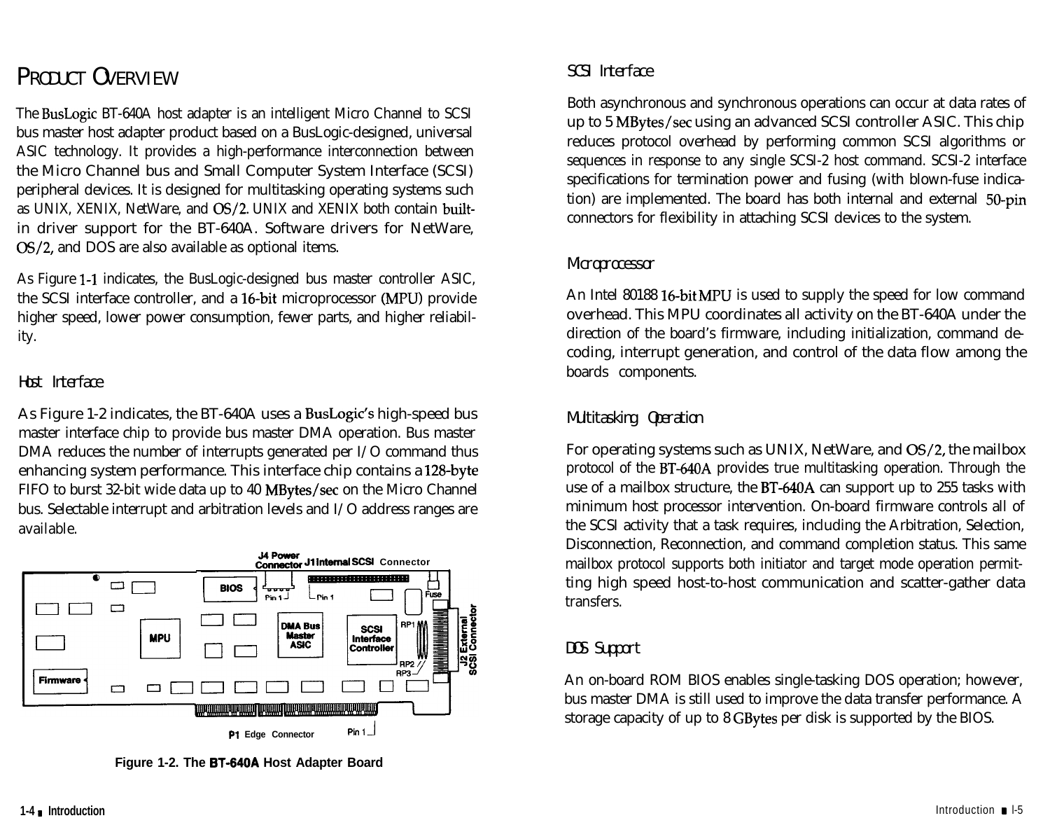# PRODUCT OVERVIEW

The BusLogic BT-640A host adapter is an intelligent Micro Channel to SCSI bus master host adapter product based on a BusLogic-designed, universal ASIC technology. It provides a high-performance interconnection between the Micro Channel bus and Small Computer System Interface (SCSI) peripheral devices. It is designed for multitasking operating systems such as UNIX, XENIX, NetWare, and OS/2. UNIX and XENIX both contain built-in driver support for the BT-640A. Software drivers for NetWare, OS/2, and DOS are also available as optional items.

As Figure 1-1 indicates, the BusLogic-designed bus master controller ASIC, the SCSI interface controller, and a 16-bit microprocessor (MPU) provide higher speed, lower power consumption, fewer parts, and higher reliability.

## Host Interface

As Figure 1-2 indicates, the BT-640A uses a BusLogic's high-speed bus master interface chip to provide bus master DMA operation. Bus master DMA reduces the number of interrupts generated per I/O command thus enhancing system performance. This interface chip contains a 128-byte FIFO to burst 32-bit wide data up to 40 MBytes/sec on the Micro Channel bus. Selectable interrupt and arbitration levels and I/O address ranges are available.

J4 Power Connector | J1 Internal SCSI Connector | BIOS | Pin 1 | Pin 1 | Fuse | MPU | DMA Bus Master ASIC | SCSI Interface Controller | RP1 | RP2 | RP3 | J2 External SCSI Connector | Firmware | P1 Edge Connector | Pin 1

**Figure 1-2. The BT-640A Host Adapter Board**

## SCSI Interface

Both asynchronous and synchronous operations can occur at data rates of up to 5 MBytes/sec using an advanced SCSI controller ASIC. This chip reduces protocol overhead by performing common SCSI algorithms or sequences in response to any single SCSI-2 host command. SCSI-2 interface specifications for termination power and fusing (with blown-fuse indication) are implemented. The board has both internal and external 50-pin connectors for flexibility in attaching SCSI devices to the system.

## Microprocessor

An Intel 80188 16-bit MPU is used to supply the speed for low command overhead. This MPU coordinates all activity on the BT-640A under the direction of the board's firmware, including initialization, command decoding, interrupt generation, and control of the data flow among the boards components.

## Multitasking Operation

For operating systems such as UNIX, NetWare, and OS/2, the mailbox protocol of the BT-640A provides true multitasking operation. Through the use of a mailbox structure, the BT-640A can support up to 255 tasks with minimum host processor intervention. On-board firmware controls all of the SCSI activity that a task requires, including the Arbitration, Selection, Disconnection, Reconnection, and command completion status. This same mailbox protocol supports both initiator and target mode operation permitting high speed host-to-host communication and scatter-gather data transfers.

## DOS Support

An on-board ROM BIOS enables single-tasking DOS operation; however, bus master DMA is still used to improve the data transfer performance. A storage capacity of up to 8 GBytes per disk is supported by the BIOS.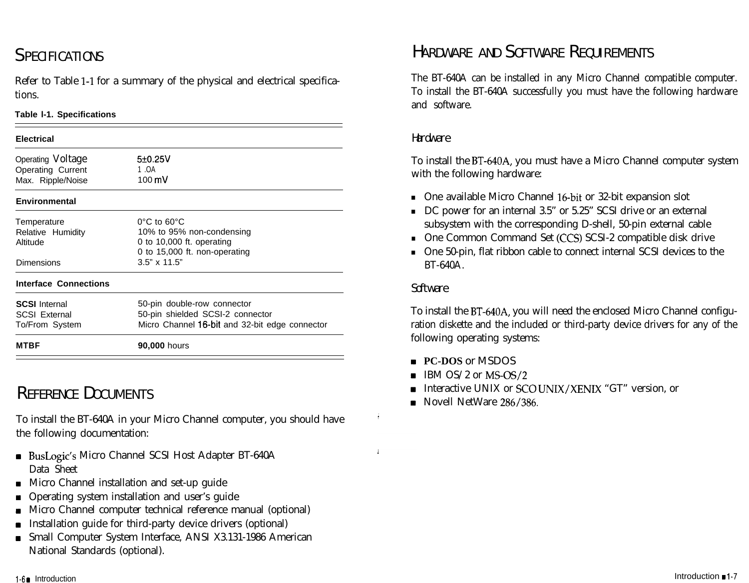## SPECIFICATIONS

Refer to Table 1-1 for a summary of the physical and electrical specifications.

**Table I-1. Specifications**

| | |
|---|---|
| **Electrical** | |
| Operating Voltage | 5±0.25V |
| Operating Current | 1.0A |
| Max. Ripple/Noise | 100 mV |
| **Environmental** | |
| Temperature | 0°C to 60°C |
| Relative Humidity | 10% to 95% non-condensing |
| Altitude | 0 to 10,000 ft. operating<br>0 to 15,000 ft. non-operating |
| Dimensions | 3.5" x 11.5" |
| **Interface Connections** | |
| **SCSI** Internal | 50-pin double-row connector |
| SCSI External | 50-pin shielded SCSI-2 connector |
| To/From System | Micro Channel 16-bit and 32-bit edge connector |
| **MTBF** | **90,000** hours |

## REFERENCE DOCUMENTS

To install the BT-640A in your Micro Channel computer, you should have the following documentation:

- BusLogic's Micro Channel SCSI Host Adapter BT-640A Data Sheet
- Micro Channel installation and set-up guide
- Operating system installation and user's guide
- Micro Channel computer technical reference manual (optional)
- Installation guide for third-party device drivers (optional)
- Small Computer System Interface, ANSI X3.131-1986 American National Standards (optional).

## HARDWARE AND SOFTWARE REQUIREMENTS

The BT-640A can be installed in any Micro Channel compatible computer. To install the BT-640A successfully you must have the following hardware and software.

### Hardware

To install the BT-640A, you must have a Micro Channel computer system with the following hardware:

- One available Micro Channel 16-bit or 32-bit expansion slot
- DC power for an internal 3.5" or 5.25" SCSI drive or an external subsystem with the corresponding D-shell, 50-pin external cable
- One Common Command Set (CCS) SCSI-2 compatible disk drive
- One 50-pin, flat ribbon cable to connect internal SCSI devices to the BT-640A.

### Software

To install the BT-640A, you will need the enclosed Micro Channel configuration diskette and the included or third-party device drivers for any of the following operating systems:

- **PC-DOS** or MSDOS
- IBM OS/2 or MS-OS/2
- Interactive UNIX or SCO UNIX/XENIX "GT" version, or
- Novell NetWare 286/386.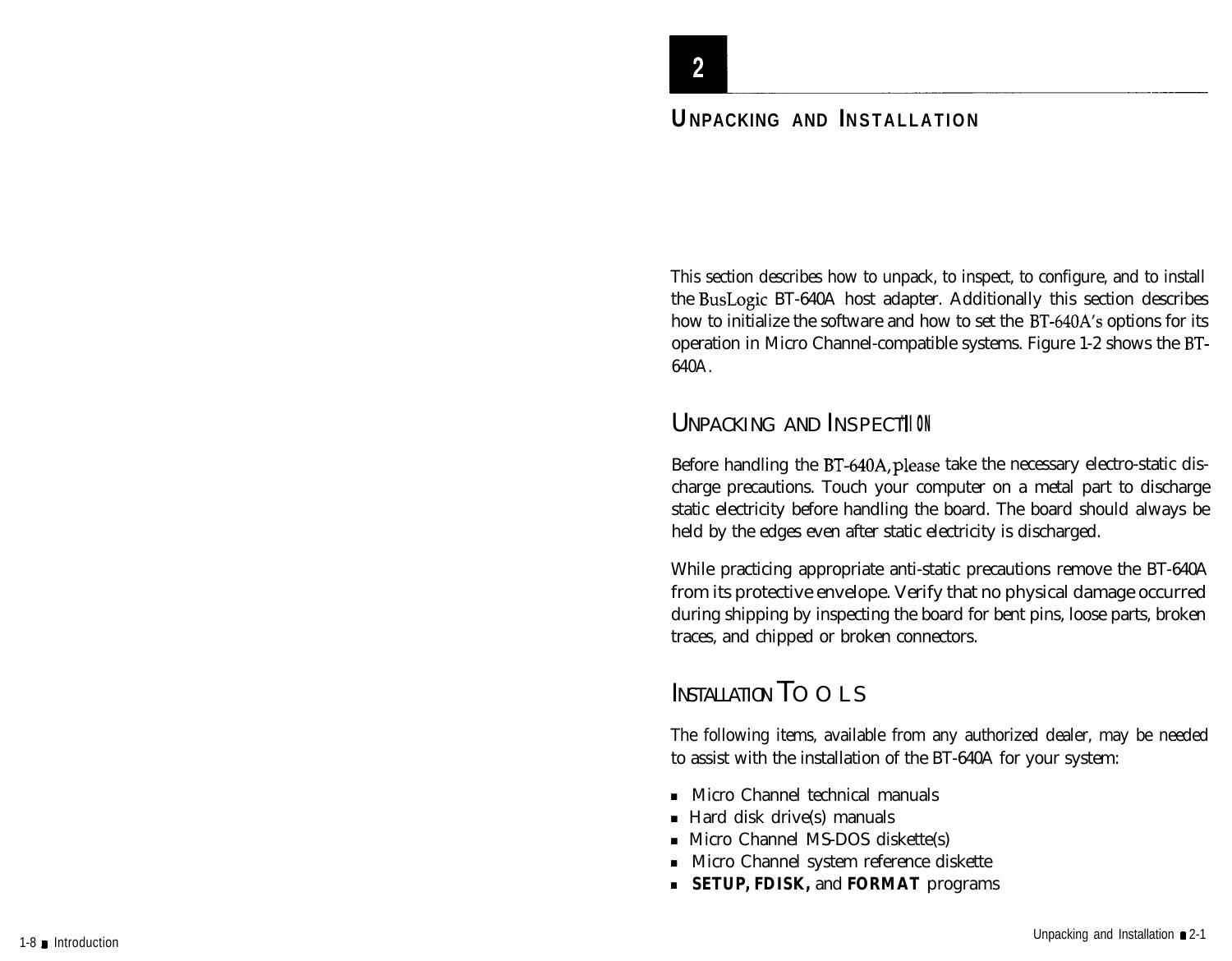# 2

# UNPACKING AND INSTALLATION

This section describes how to unpack, to inspect, to configure, and to install the BusLogic BT-640A host adapter. Additionally this section describes how to initialize the software and how to set the BT-640A's options for its operation in Micro Channel-compatible systems. Figure 1-2 shows the BT-640A.

## UNPACKING AND INSPECTION

Before handling the BT-640A, please take the necessary electro-static discharge precautions. Touch your computer on a metal part to discharge static electricity before handling the board. The board should always be held by the edges even after static electricity is discharged.

While practicing appropriate anti-static precautions remove the BT-640A from its protective envelope. Verify that no physical damage occurred during shipping by inspecting the board for bent pins, loose parts, broken traces, and chipped or broken connectors.

## INSTALLATION TOOLS

The following items, available from any authorized dealer, may be needed to assist with the installation of the BT-640A for your system:

- Micro Channel technical manuals
- Hard disk drive(s) manuals
- Micro Channel MS-DOS diskette(s)
- Micro Channel system reference diskette
- **SETUP, FDISK,** and **FORMAT** programs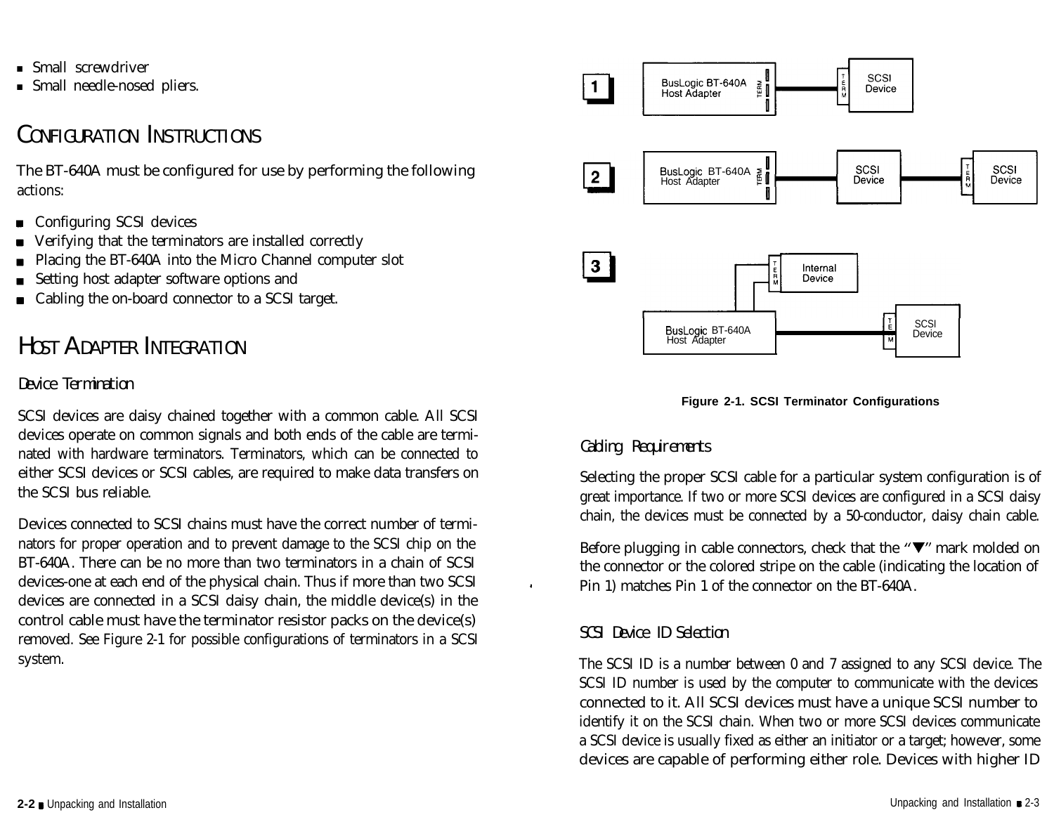- Small screwdriver
- Small needle-nosed pliers.

## CONFIGURATION INSTRUCTIONS

The BT-640A must be configured for use by performing the following actions:

- Configuring SCSI devices
- Verifying that the terminators are installed correctly
- Placing the BT-640A into the Micro Channel computer slot
- Setting host adapter software options and
- Cabling the on-board connector to a SCSI target.

## HOST ADAPTER INTEGRATION

### Device Termination

SCSI devices are daisy chained together with a common cable. All SCSI devices operate on common signals and both ends of the cable are terminated with hardware terminators. Terminators, which can be connected to either SCSI devices or SCSI cables, are required to make data transfers on the SCSI bus reliable.

Devices connected to SCSI chains must have the correct number of terminators for proper operation and to prevent damage to the SCSI chip on the BT-640A. There can be no more than two terminators in a chain of SCSI devices-one at each end of the physical chain. Thus if more than two SCSI devices are connected in a SCSI daisy chain, the middle device(s) in the control cable must have the terminator resistor packs on the device(s) removed. See Figure 2-1 for possible configurations of terminators in a SCSI system.

Figure 2-1. SCSI Terminator Configurations

### Cabling Requirements

Selecting the proper SCSI cable for a particular system configuration is of great importance. If two or more SCSI devices are configured in a SCSI daisy chain, the devices must be connected by a 50-conductor, daisy chain cable.

Before plugging in cable connectors, check that the "▼" mark molded on the connector or the colored stripe on the cable (indicating the location of Pin 1) matches Pin 1 of the connector on the BT-640A.

### SCSI Device ID Selection

The SCSI ID is a number between 0 and 7 assigned to any SCSI device. The SCSI ID number is used by the computer to communicate with the devices connected to it. All SCSI devices must have a unique SCSI number to identify it on the SCSI chain. When two or more SCSI devices communicate a SCSI device is usually fixed as either an initiator or a target; however, some devices are capable of performing either role. Devices with higher ID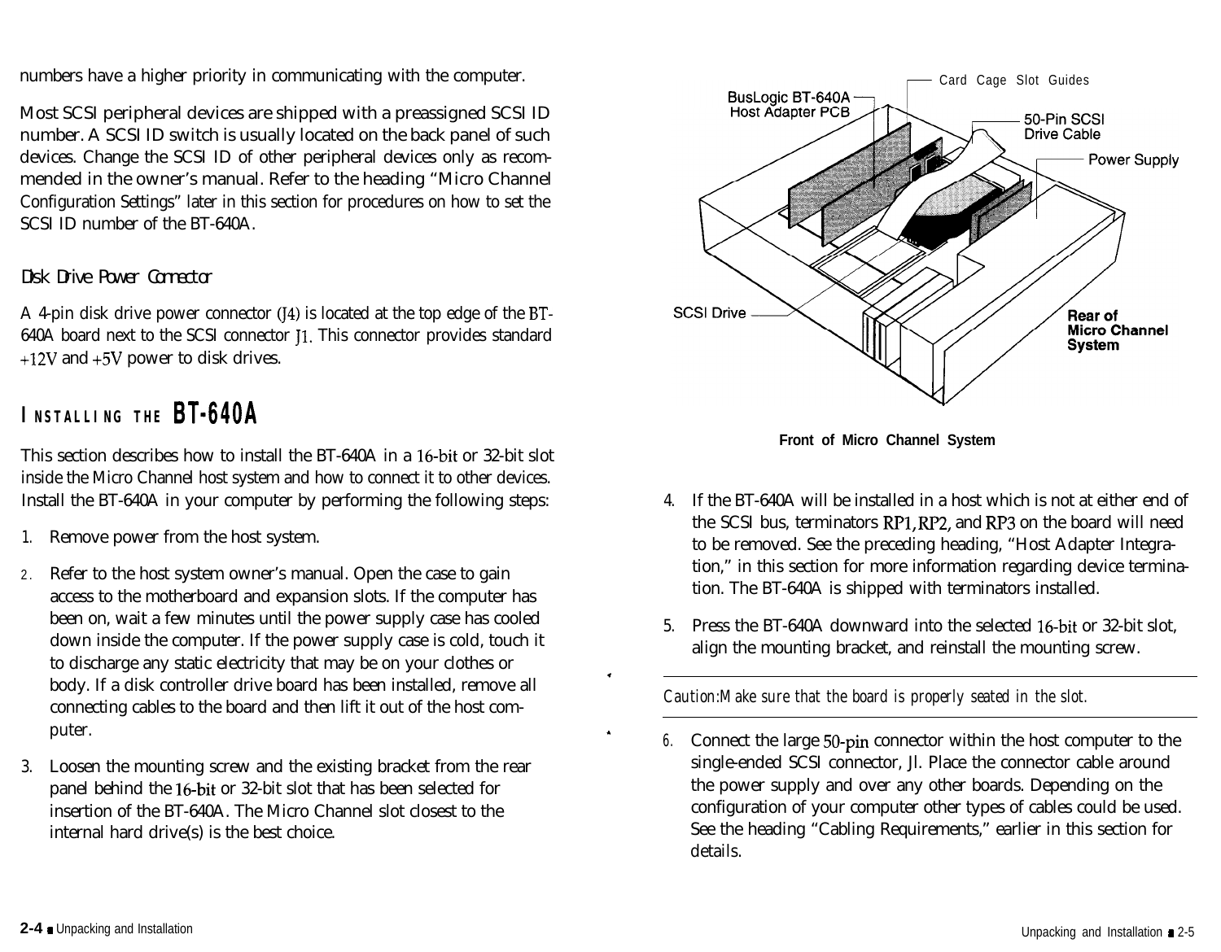numbers have a higher priority in communicating with the computer.

Most SCSI peripheral devices are shipped with a preassigned SCSI ID number. A SCSI ID switch is usually located on the back panel of such devices. Change the SCSI ID of other peripheral devices only as recommended in the owner's manual. Refer to the heading "Micro Channel Configuration Settings" later in this section for procedures on how to set the SCSI ID number of the BT-640A.

### Disk Drive Power Connector

A 4-pin disk drive power connector (J4) is located at the top edge of the BT-640A board next to the SCSI connector J1. This connector provides standard +12V and +5V power to disk drives.

## INSTALLING THE BT-640A

This section describes how to install the BT-640A in a 16-bit or 32-bit slot inside the Micro Channel host system and how to connect it to other devices. Install the BT-640A in your computer by performing the following steps:

1. Remove power from the host system.
2. Refer to the host system owner's manual. Open the case to gain access to the motherboard and expansion slots. If the computer has been on, wait a few minutes until the power supply case has cooled down inside the computer. If the power supply case is cold, touch it to discharge any static electricity that may be on your clothes or body. If a disk controller drive board has been installed, remove all connecting cables to the board and then lift it out of the host computer.
3. Loosen the mounting screw and the existing bracket from the rear panel behind the 16-bit or 32-bit slot that has been selected for insertion of the BT-640A. The Micro Channel slot closest to the internal hard drive(s) is the best choice.

Card Cage Slot Guides

BusLogic BT-640A Host Adapter PCB

50-Pin SCSI Drive Cable

Power Supply

SCSI Drive

Rear of Micro Channel System

**Front of Micro Channel System**

4. If the BT-640A will be installed in a host which is not at either end of the SCSI bus, terminators RP1, RP2, and RP3 on the board will need to be removed. See the preceding heading, "Host Adapter Integration," in this section for more information regarding device termination. The BT-640A is shipped with terminators installed.
5. Press the BT-640A downward into the selected 16-bit or 32-bit slot, align the mounting bracket, and reinstall the mounting screw.

---

*Caution: Make sure that the board is properly seated in the slot.*

---

6. Connect the large 50-pin connector within the host computer to the single-ended SCSI connector, Jl. Place the connector cable around the power supply and over any other boards. Depending on the configuration of your computer other types of cables could be used. See the heading "Cabling Requirements," earlier in this section for details.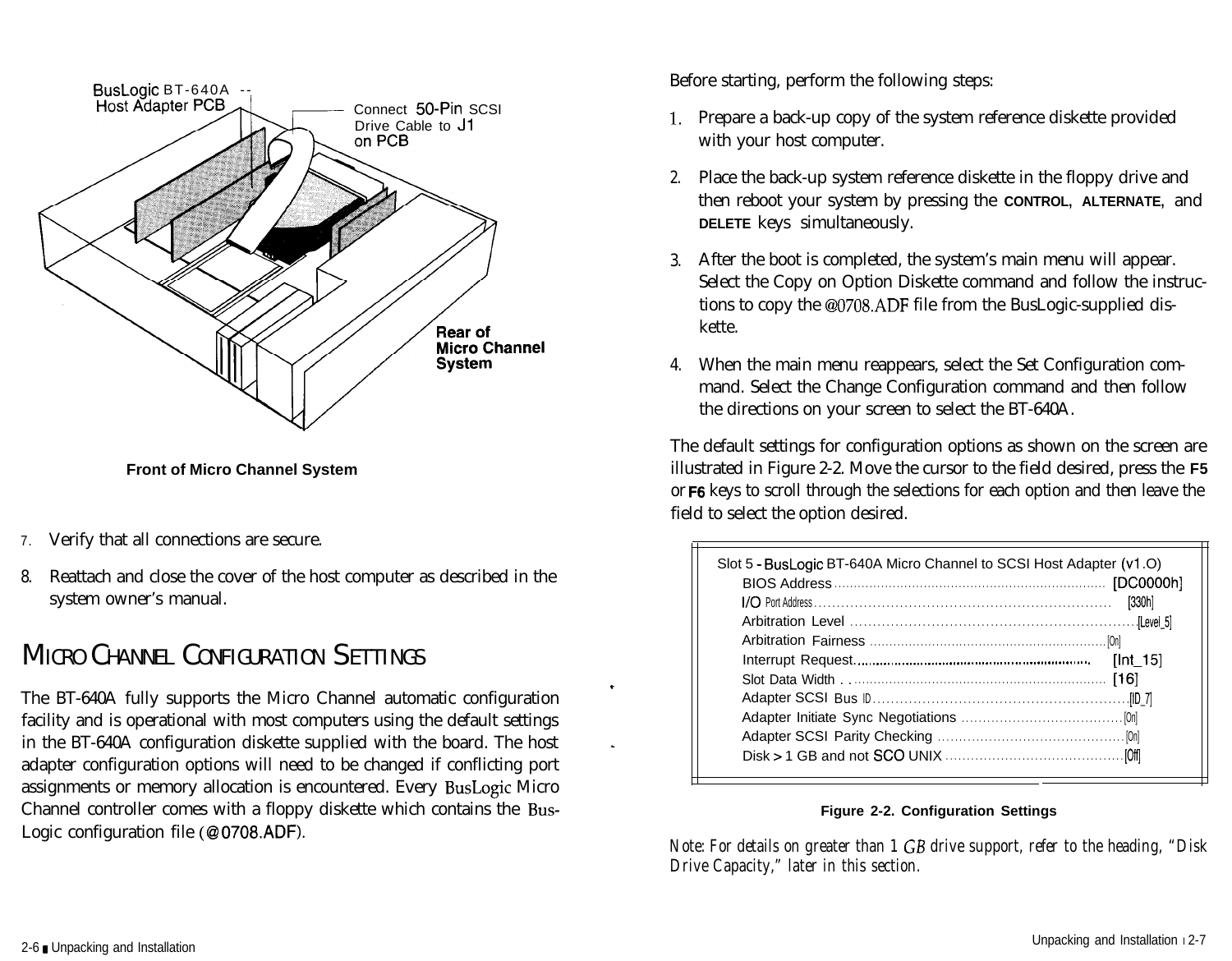BusLogic BT-640A Host Adapter PCB

Connect 50-Pin SCSI Drive Cable to J1 on PCB

Rear of Micro Channel System

Front of Micro Channel System

7. Verify that all connections are secure.
8. Reattach and close the cover of the host computer as described in the system owner's manual.

## MICRO CHANNEL CONFIGURATION SETTINGS

The BT-640A fully supports the Micro Channel automatic configuration facility and is operational with most computers using the default settings in the BT-640A configuration diskette supplied with the board. The host adapter configuration options will need to be changed if conflicting port assignments or memory allocation is encountered. Every BusLogic Micro Channel controller comes with a floppy diskette which contains the BusLogic configuration file (@0708.ADF).

Before starting, perform the following steps:

1. Prepare a back-up copy of the system reference diskette provided with your host computer.
2. Place the back-up system reference diskette in the floppy drive and then reboot your system by pressing the **CONTROL**, **ALTERNATE**, and **DELETE** keys simultaneously.
3. After the boot is completed, the system's main menu will appear. Select the Copy on Option Diskette command and follow the instructions to copy the @0708.ADF file from the BusLogic-supplied diskette.
4. When the main menu reappears, select the Set Configuration command. Select the Change Configuration command and then follow the directions on your screen to select the BT-640A.

The default settings for configuration options as shown on the screen are illustrated in Figure 2-2. Move the cursor to the field desired, press the **F5** or **F6** keys to scroll through the selections for each option and then leave the field to select the option desired.

```
Slot 5 - BusLogic BT-640A Micro Channel to SCSI Host Adapter (v1.O)
    BIOS Address .................................................. [DC0000h]
    I/O Port Address .............................................. [330h]
    Arbitration Level ............................................. [Level_5]
    Arbitration Fairness .......................................... [On]
    Interrupt Request ............................................. [Int_15]
    Slot Data Width ............................................... [16]
    Adapter SCSI Bus ID ........................................... [ID_7]
    Adapter Initiate Sync Negotiations ............................ [On]
    Adapter SCSI Parity Checking .................................. [On]
    Disk > 1 GB and not SCO UNIX .................................. [Off]
```

**Figure 2-2. Configuration Settings**

*Note: For details on greater than 1 GB drive support, refer to the heading, "Disk Drive Capacity," later in this section.*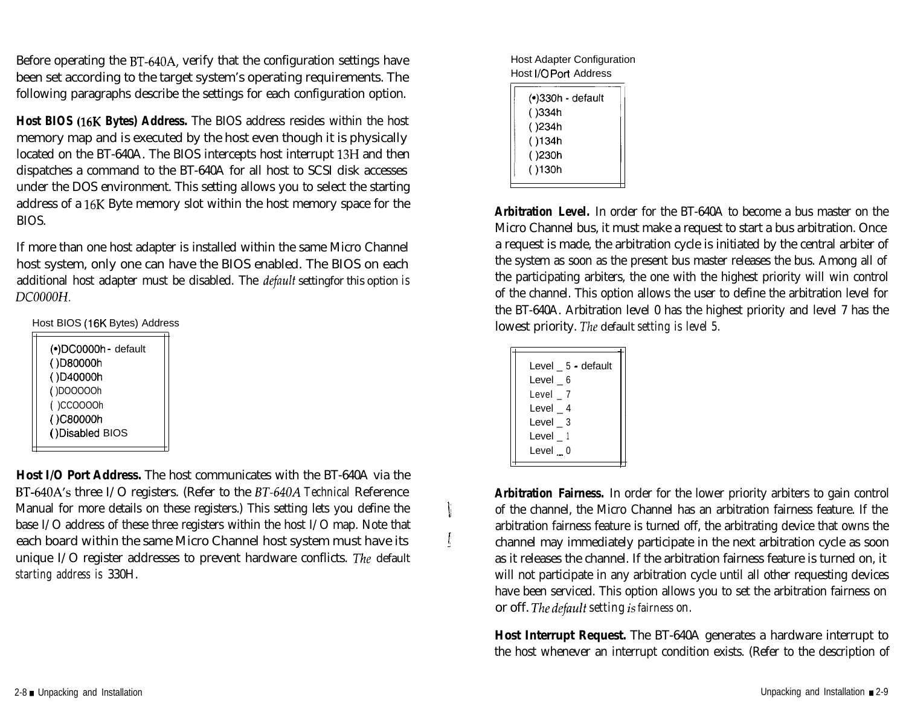Before operating the BT-640A, verify that the configuration settings have been set according to the target system's operating requirements. The following paragraphs describe the settings for each configuration option.

**Host BIOS (16K Bytes) Address.** The BIOS address resides within the host memory map and is executed by the host even though it is physically located on the BT-640A. The BIOS intercepts host interrupt 13H and then dispatches a command to the BT-640A for all host to SCSI disk accesses under the DOS environment. This setting allows you to select the starting address of a 16K Byte memory slot within the host memory space for the BIOS.

If more than one host adapter is installed within the same Micro Channel host system, only one can have the BIOS enabled. The BIOS on each additional host adapter must be disabled. The *default* setting for this option is *DC0000H.*

Host BIOS (16K Bytes) Address

- (•)DC0000h - default
- ( )D80000h
- ( )D40000h
- ( )D00000h
- ( )CC0000h
- ( )C80000h
- ( )Disabled BIOS

**Host I/O Port Address.** The host communicates with the BT-640A via the BT-640A's three I/O registers. (Refer to the *BT-640A Technical* Reference Manual for more details on these registers.) This setting lets you define the base I/O address of these three registers within the host I/O map. Note that each board within the same Micro Channel host system must have its unique I/O register addresses to prevent hardware conflicts. *The* default *starting address is* 330H.

Host Adapter Configuration
Host I/O Port Address

- (•)330h - default
- ( )334h
- ( )234h
- ( )134h
- ( )230h
- ( )130h

**Arbitration Level.** In order for the BT-640A to become a bus master on the Micro Channel bus, it must make a request to start a bus arbitration. Once a request is made, the arbitration cycle is initiated by the central arbiter of the system as soon as the present bus master releases the bus. Among all of the participating arbiters, the one with the highest priority will win control of the channel. This option allows the user to define the arbitration level for the BT-640A. Arbitration level 0 has the highest priority and level 7 has the lowest priority. *The* default *setting is level 5.*

- Level _ 5 - default
- Level _ 6
- Level _ 7
- Level _ 4
- Level _ 3
- Level _ 1
- Level _ 0

**Arbitration Fairness.** In order for the lower priority arbiters to gain control of the channel, the Micro Channel has an arbitration fairness feature. If the arbitration fairness feature is turned off, the arbitrating device that owns the channel may immediately participate in the next arbitration cycle as soon as it releases the channel. If the arbitration fairness feature is turned on, it will not participate in any arbitration cycle until all other requesting devices have been serviced. This option allows you to set the arbitration fairness on or off. *The default* setting *is fairness on.*

**Host Interrupt Request.** The BT-640A generates a hardware interrupt to the host whenever an interrupt condition exists. (Refer to the description of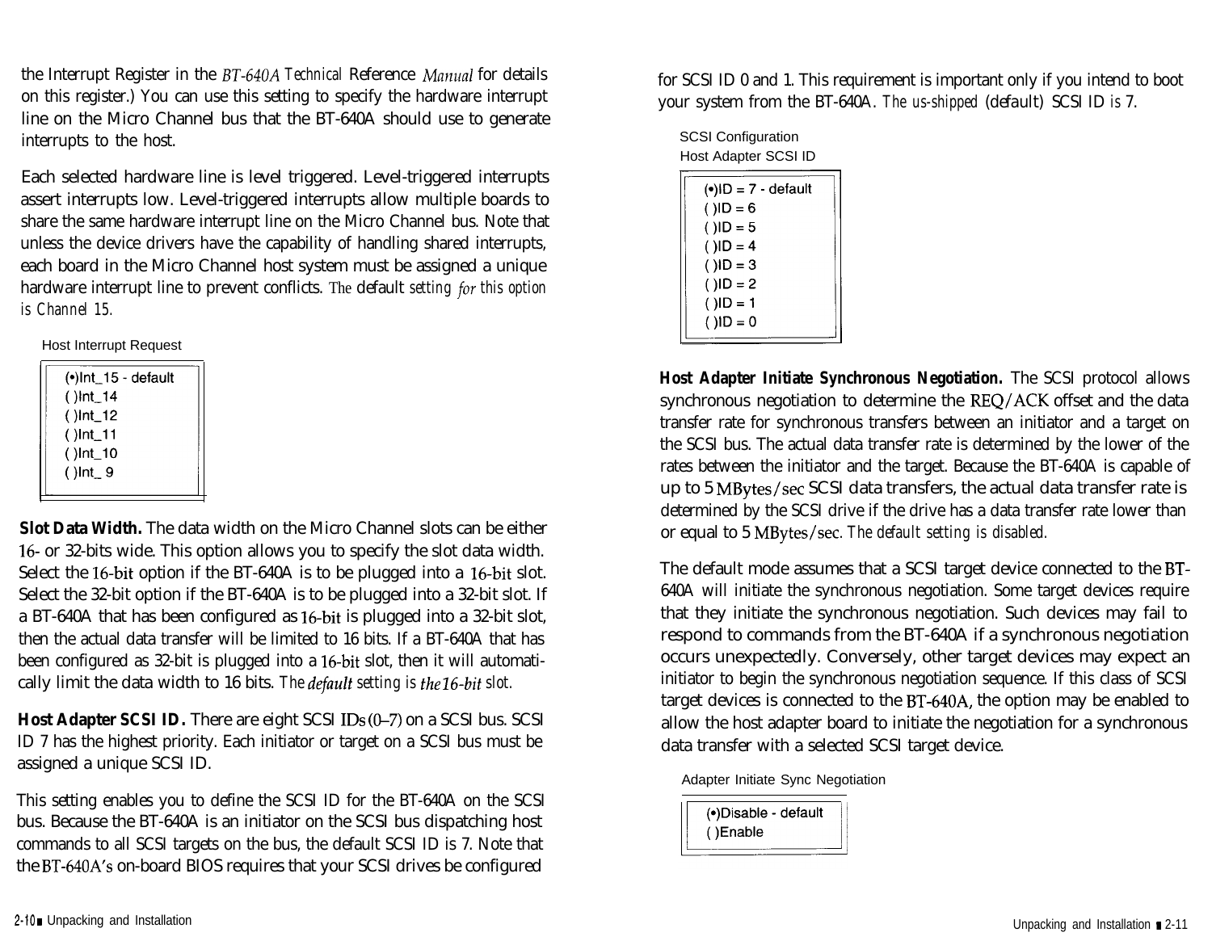the Interrupt Register in the *BT-640A Technical Reference Manual* for details on this register.) You can use this setting to specify the hardware interrupt line on the Micro Channel bus that the BT-640A should use to generate interrupts to the host.

Each selected hardware line is level triggered. Level-triggered interrupts assert interrupts low. Level-triggered interrupts allow multiple boards to share the same hardware interrupt line on the Micro Channel bus. Note that unless the device drivers have the capability of handling shared interrupts, each board in the Micro Channel host system must be assigned a unique hardware interrupt line to prevent conflicts. *The default setting for this option is Channel 15.*

```
Host Interrupt Request

(•)Int_15 - default
( )Int_14
( )Int_12
( )Int_11
( )Int_10
( )Int_ 9
```

**Slot Data Width.** The data width on the Micro Channel slots can be either 16- or 32-bits wide. This option allows you to specify the slot data width. Select the 16-bit option if the BT-640A is to be plugged into a 16-bit slot. Select the 32-bit option if the BT-640A is to be plugged into a 32-bit slot. If a BT-640A that has been configured as 16-bit is plugged into a 32-bit slot, then the actual data transfer will be limited to 16 bits. If a BT-640A that has been configured as 32-bit is plugged into a 16-bit slot, then it will automatically limit the data width to 16 bits. *The default setting is the 16-bit slot.*

**Host Adapter SCSI ID.** There are eight SCSI IDs (0–7) on a SCSI bus. SCSI ID 7 has the highest priority. Each initiator or target on a SCSI bus must be assigned a unique SCSI ID.

This setting enables you to define the SCSI ID for the BT-640A on the SCSI bus. Because the BT-640A is an initiator on the SCSI bus dispatching host commands to all SCSI targets on the bus, the default SCSI ID is 7. Note that the BT-640A's on-board BIOS requires that your SCSI drives be configured for SCSI ID 0 and 1. This requirement is important only if you intend to boot your system from the BT-640A. *The us-shipped (default) SCSI ID is 7.*

```
SCSI Configuration
Host Adapter SCSI ID

(•)ID = 7 - default
( )ID = 6
( )ID = 5
( )ID = 4
( )ID = 3
( )ID = 2
( )ID = 1
( )ID = 0
```

**Host Adapter Initiate Synchronous Negotiation.** The SCSI protocol allows synchronous negotiation to determine the REQ/ACK offset and the data transfer rate for synchronous transfers between an initiator and a target on the SCSI bus. The actual data transfer rate is determined by the lower of the rates between the initiator and the target. Because the BT-640A is capable of up to 5 MBytes/sec SCSI data transfers, the actual data transfer rate is determined by the SCSI drive if the drive has a data transfer rate lower than or equal to 5 MBytes/sec. *The default setting is disabled.*

The default mode assumes that a SCSI target device connected to the BT-640A will initiate the synchronous negotiation. Some target devices require that they initiate the synchronous negotiation. Such devices may fail to respond to commands from the BT-640A if a synchronous negotiation occurs unexpectedly. Conversely, other target devices may expect an initiator to begin the synchronous negotiation sequence. If this class of SCSI target devices is connected to the BT-640A, the option may be enabled to allow the host adapter board to initiate the negotiation for a synchronous data transfer with a selected SCSI target device.

```
Adapter Initiate Sync Negotiation

(•)Disable - default
( )Enable
```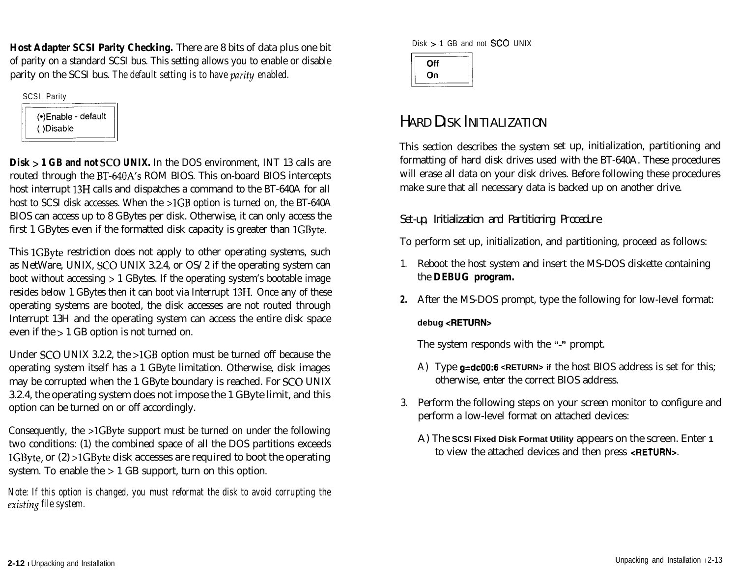**Host Adapter SCSI Parity Checking.** There are 8 bits of data plus one bit of parity on a standard SCSI bus. This setting allows you to enable or disable parity on the SCSI bus. *The default setting is to have parity enabled.*

SCSI Parity

```
(•)Enable - default
( )Disable
```

**Disk > 1 GB and not SCO UNIX.** In the DOS environment, INT 13 calls are routed through the BT-640A's ROM BIOS. This on-board BIOS intercepts host interrupt 13H calls and dispatches a command to the BT-640A for all host to SCSI disk accesses. When the >1GB option is turned on, the BT-640A BIOS can access up to 8 GBytes per disk. Otherwise, it can only access the first 1 GBytes even if the formatted disk capacity is greater than 1GByte.

This 1GByte restriction does not apply to other operating systems, such as NetWare, UNIX, SCO UNIX 3.2.4, or OS/2 if the operating system can boot without accessing > 1 GBytes. If the operating system's bootable image resides below 1 GBytes then it can boot via Interrupt 13H. Once any of these operating systems are booted, the disk accesses are not routed through Interrupt 13H and the operating system can access the entire disk space even if the > 1 GB option is not turned on.

Under SCO UNIX 3.2.2, the >1GB option must be turned off because the operating system itself has a 1 GByte limitation. Otherwise, disk images may be corrupted when the 1 GByte boundary is reached. For SCO UNIX 3.2.4, the operating system does not impose the 1 GByte limit, and this option can be turned on or off accordingly.

Consequently, the >1GByte support must be turned on under the following two conditions: (1) the combined space of all the DOS partitions exceeds 1GByte, or (2) >1GByte disk accesses are required to boot the operating system. To enable the > 1 GB support, turn on this option.

*Note: If this option is changed, you must reformat the disk to avoid corrupting the existing file system.*

Disk > 1 GB and not SCO UNIX

```
Off
On
```

## HARD DISK INITIALIZATION

This section describes the system set up, initialization, partitioning and formatting of hard disk drives used with the BT-640A. These procedures will erase all data on your disk drives. Before following these procedures make sure that all necessary data is backed up on another drive.

### Set-up, Initialization and Partitioning Procedure

To perform set up, initialization, and partitioning, proceed as follows:

1. Reboot the host system and insert the MS-DOS diskette containing the **DEBUG program.**

2. After the MS-DOS prompt, type the following for low-level format:

   **debug <RETURN>**

   The system responds with the **"-"** prompt.

   A) Type **g=dc00:6 <RETURN>** if the host BIOS address is set for this; otherwise, enter the correct BIOS address.

3. Perform the following steps on your screen monitor to configure and perform a low-level format on attached devices:

   A) The **SCSI Fixed Disk Format Utility** appears on the screen. Enter **1** to view the attached devices and then press **<RETURN>**.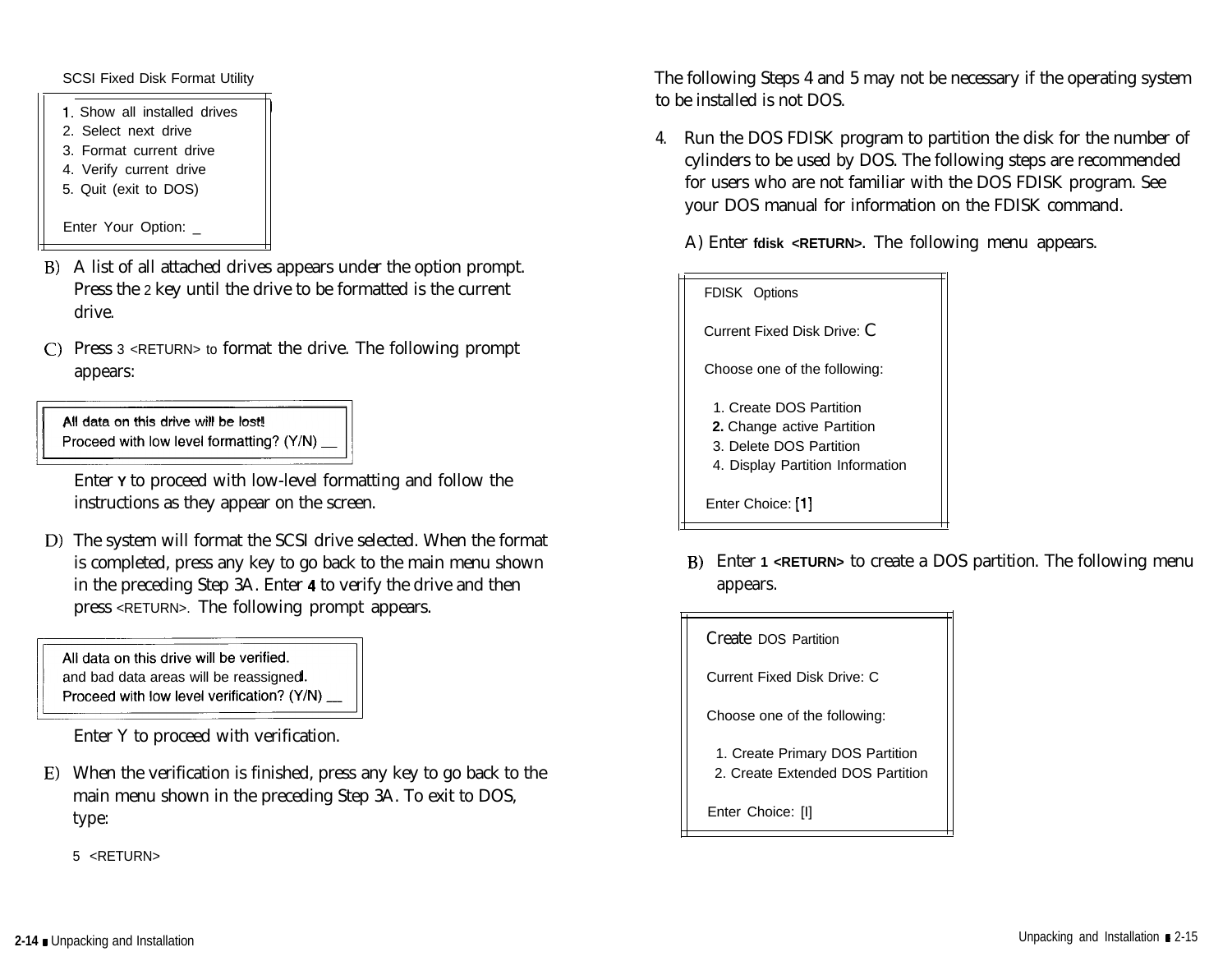```
SCSI Fixed Disk Format Utility

1. Show all installed drives
2. Select next drive
3. Format current drive
4. Verify current drive
5. Quit (exit to DOS)

Enter Your Option: _
```

B) A list of all attached drives appears under the option prompt. Press the 2 key until the drive to be formatted is the current drive.

C) Press 3 <RETURN> to format the drive. The following prompt appears:

```
All data on this drive will be lost!
Proceed with low level formatting? (Y/N) __
```

Enter Y to proceed with low-level formatting and follow the instructions as they appear on the screen.

D) The system will format the SCSI drive selected. When the format is completed, press any key to go back to the main menu shown in the preceding Step 3A. Enter 4 to verify the drive and then press <RETURN>. The following prompt appears.

```
All data on this drive will be verified.
and bad data areas will be reassigned.
Proceed with low level verification? (Y/N) __
```

Enter Y to proceed with verification.

E) When the verification is finished, press any key to go back to the main menu shown in the preceding Step 3A. To exit to DOS, type:

5 <RETURN>

The following Steps 4 and 5 may not be necessary if the operating system to be installed is not DOS.

4. Run the DOS FDISK program to partition the disk for the number of cylinders to be used by DOS. The following steps are recommended for users who are not familiar with the DOS FDISK program. See your DOS manual for information on the FDISK command.

A) Enter **fdisk <RETURN>**. The following menu appears.

```
FDISK Options

Current Fixed Disk Drive: C

Choose one of the following:

 1. Create DOS Partition
 2. Change active Partition
 3. Delete DOS Partition
 4. Display Partition Information

Enter Choice: [1]
```

B) Enter **1 <RETURN>** to create a DOS partition. The following menu appears.

```
Create DOS Partition

Current Fixed Disk Drive: C

Choose one of the following:

 1. Create Primary DOS Partition
 2. Create Extended DOS Partition

Enter Choice: [1]
```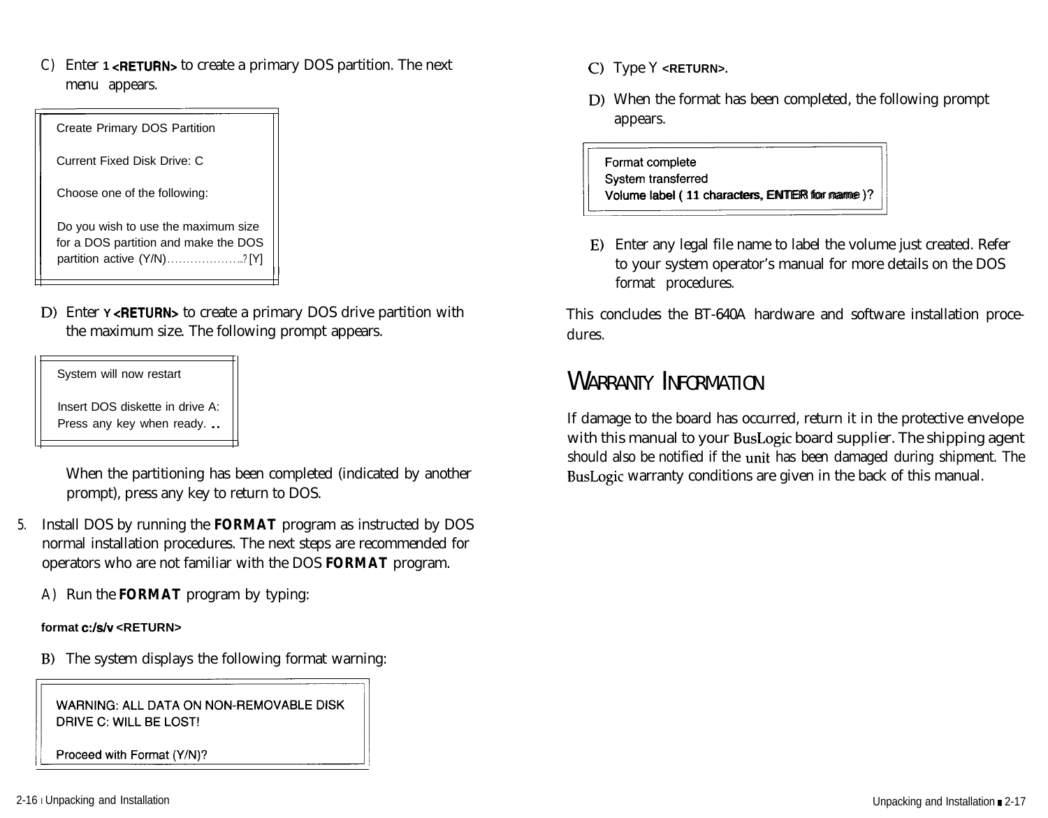C) Enter **1 <RETURN>** to create a primary DOS partition. The next menu appears.

```
Create Primary DOS Partition

Current Fixed Disk Drive: C

Choose one of the following:

Do you wish to use the maximum size
for a DOS partition and make the DOS
partition active (Y/N)....................? [Y]
```

D) Enter **Y <RETURN>** to create a primary DOS drive partition with the maximum size. The following prompt appears.

```
System will now restart

Insert DOS diskette in drive A:
Press any key when ready. ..
```

When the partitioning has been completed (indicated by another prompt), press any key to return to DOS.

5. Install DOS by running the **FORMAT** program as instructed by DOS normal installation procedures. The next steps are recommended for operators who are not familiar with the DOS **FORMAT** program.

A) Run the **FORMAT** program by typing:

**format c:/s/v <RETURN>**

B) The system displays the following format warning:

```
WARNING: ALL DATA ON NON-REMOVABLE DISK
DRIVE C: WILL BE LOST!

Proceed with Format (Y/N)?
```

C) Type Y **<RETURN>**.

D) When the format has been completed, the following prompt appears.

```
Format complete
System transferred
Volume label ( 11 characters, ENTER for name )?
```

E) Enter any legal file name to label the volume just created. Refer to your system operator's manual for more details on the DOS format procedures.

This concludes the BT-640A hardware and software installation procedures.

## WARRANTY INFORMATION

If damage to the board has occurred, return it in the protective envelope with this manual to your BusLogic board supplier. The shipping agent should also be notified if the unit has been damaged during shipment. The BusLogic warranty conditions are given in the back of this manual.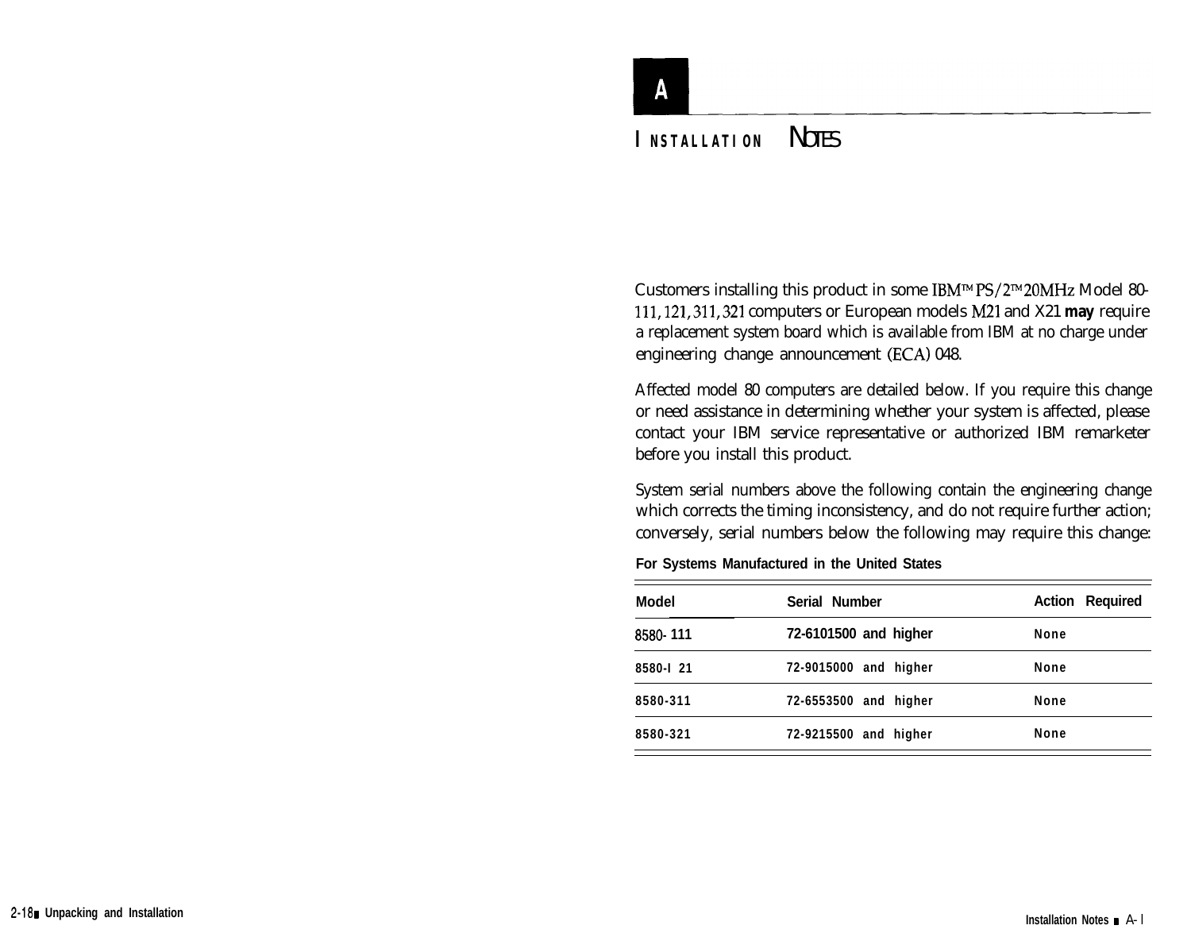# A

## INSTALLATION NOTES

Customers installing this product in some IBM™ PS/2™ 20MHz Model 80-111, 121, 311, 321 computers or European models M21 and X21 **may** require a replacement system board which is available from IBM at no charge under engineering change announcement (ECA) 048.

Affected model 80 computers are detailed below. If you require this change or need assistance in determining whether your system is affected, please contact your IBM service representative or authorized IBM remarketer before you install this product.

System serial numbers above the following contain the engineering change which corrects the timing inconsistency, and do not require further action; conversely, serial numbers below the following may require this change:

**For Systems Manufactured in the United States**

| Model | Serial Number | Action Required |
|---|---|---|
| 8580-111 | 72-6101500 and higher | None |
| 8580-121 | 72-9015000 and higher | None |
| 8580-311 | 72-6553500 and higher | None |
| 8580-321 | 72-9215500 and higher | None |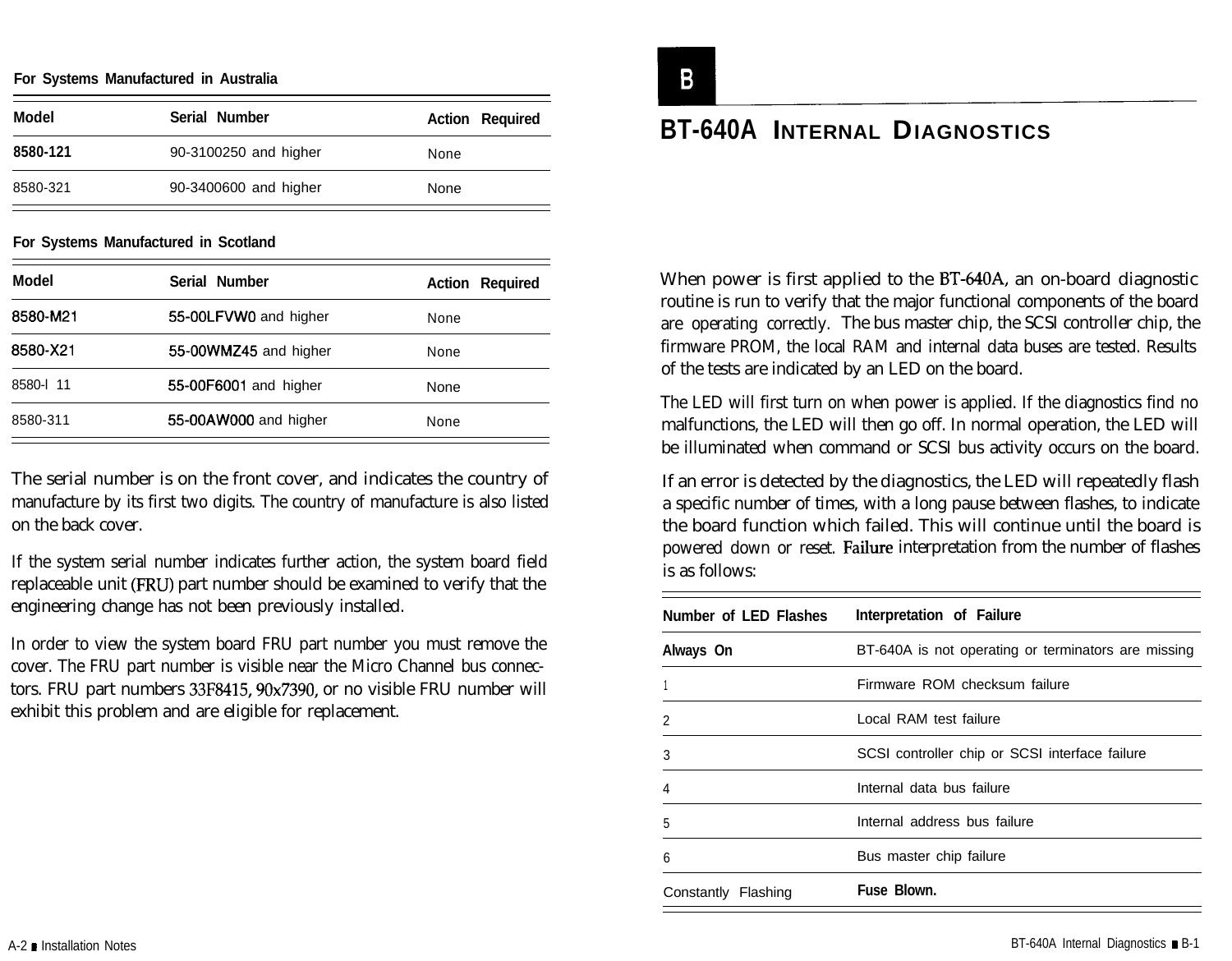For Systems Manufactured in Australia

| Model | Serial Number | Action Required |
|---|---|---|
| 8580-121 | 90-3100250 and higher | None |
| 8580-321 | 90-3400600 and higher | None |

For Systems Manufactured in Scotland

| Model | Serial Number | Action Required |
|---|---|---|
| 8580-M21 | 55-00LFVW0 and higher | None |
| 8580-X21 | 55-00WMZ45 and higher | None |
| 8580-l 11 | 55-00F6001 and higher | None |
| 8580-311 | 55-00AW000 and higher | None |

The serial number is on the front cover, and indicates the country of manufacture by its first two digits. The country of manufacture is also listed on the back cover.

If the system serial number indicates further action, the system board field replaceable unit (FRU) part number should be examined to verify that the engineering change has not been previously installed.

In order to view the system board FRU part number you must remove the cover. The FRU part number is visible near the Micro Channel bus connectors. FRU part numbers 33F8415, 90x7390, or no visible FRU number will exhibit this problem and are eligible for replacement.

# B

# BT-640A Internal Diagnostics

When power is first applied to the BT-640A, an on-board diagnostic routine is run to verify that the major functional components of the board are operating correctly. The bus master chip, the SCSI controller chip, the firmware PROM, the local RAM and internal data buses are tested. Results of the tests are indicated by an LED on the board.

The LED will first turn on when power is applied. If the diagnostics find no malfunctions, the LED will then go off. In normal operation, the LED will be illuminated when command or SCSI bus activity occurs on the board.

If an error is detected by the diagnostics, the LED will repeatedly flash a specific number of times, with a long pause between flashes, to indicate the board function which failed. This will continue until the board is powered down or reset. Failure interpretation from the number of flashes is as follows:

| Number of LED Flashes | Interpretation of Failure |
|---|---|
| Always On | BT-640A is not operating or terminators are missing |
| 1 | Firmware ROM checksum failure |
| 2 | Local RAM test failure |
| 3 | SCSI controller chip or SCSI interface failure |
| 4 | Internal data bus failure |
| 5 | Internal address bus failure |
| 6 | Bus master chip failure |
| Constantly Flashing | **Fuse Blown.** |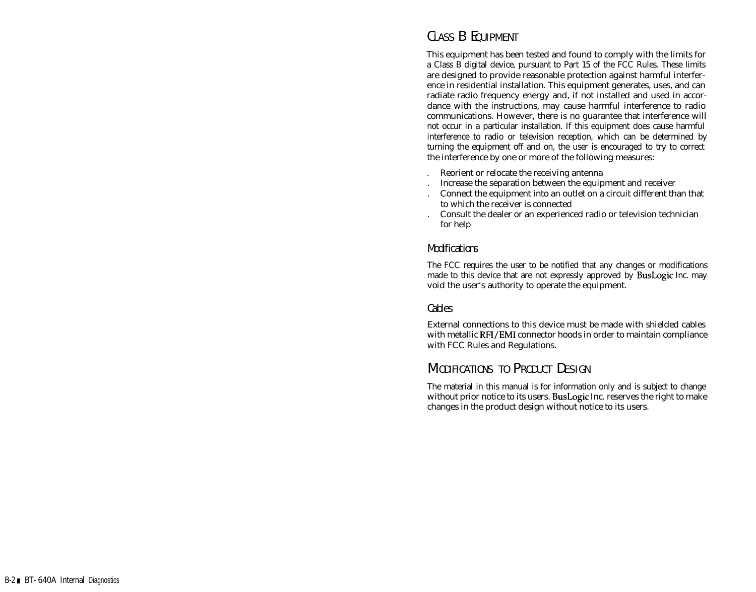## Class B Equipment

This equipment has been tested and found to comply with the limits for a Class B digital device, pursuant to Part 15 of the FCC Rules. These limits are designed to provide reasonable protection against harmful interference in residential installation. This equipment generates, uses, and can radiate radio frequency energy and, if not installed and used in accordance with the instructions, may cause harmful interference to radio communications. However, there is no guarantee that interference will not occur in a particular installation. If this equipment does cause harmful interference to radio or television reception, which can be determined by turning the equipment off and on, the user is encouraged to try to correct the interference by one or more of the following measures:

- Reorient or relocate the receiving antenna
- Increase the separation between the equipment and receiver
- Connect the equipment into an outlet on a circuit different than that to which the receiver is connected
- Consult the dealer or an experienced radio or television technician for help

### *Modifications*

The FCC requires the user to be notified that any changes or modifications made to this device that are not expressly approved by BusLogic Inc. may void the user's authority to operate the equipment.

### *Cables*

External connections to this device must be made with shielded cables with metallic RFI/EMI connector hoods in order to maintain compliance with FCC Rules and Regulations.

## Modifications to Product Design

The material in this manual is for information only and is subject to change without prior notice to its users. BusLogic Inc. reserves the right to make changes in the product design without notice to its users.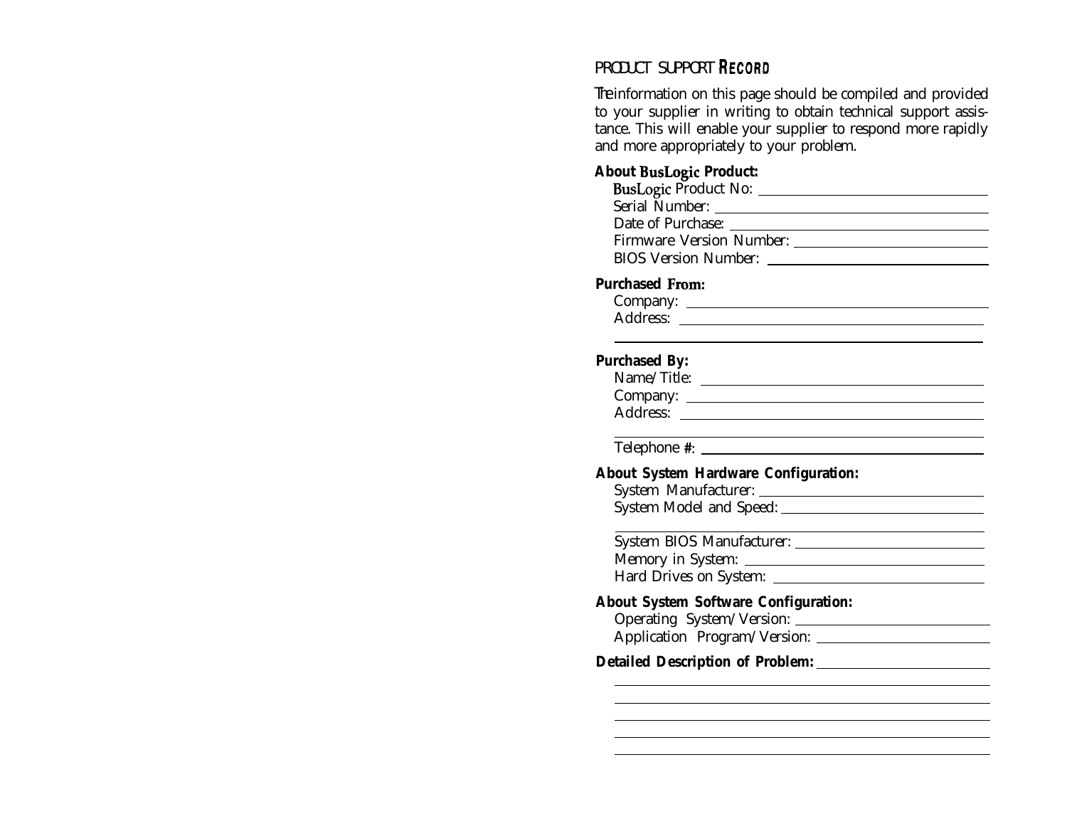# PRODUCT SUPPORT RECORD

The information on this page should be compiled and provided to your supplier in writing to obtain technical support assistance. This will enable your supplier to respond more rapidly and more appropriately to your problem.

**About BusLogic Product:**

BusLogic Product No: ______________________________

Serial Number: ______________________________

Date of Purchase: ______________________________

Firmware Version Number: ______________________________

BIOS Version Number: ______________________________

**Purchased From:**

Company: ______________________________

Address: ______________________________

______________________________

**Purchased By:**

Name/Title: ______________________________

Company: ______________________________

Address: ______________________________

______________________________

Telephone #: ______________________________

**About System Hardware Configuration:**

System Manufacturer: ______________________________

System Model and Speed: ______________________________

______________________________

System BIOS Manufacturer: ______________________________

Memory in System: ______________________________

Hard Drives on System: ______________________________

**About System Software Configuration:**

Operating System/Version: ______________________________

Application Program/Version: ______________________________

**Detailed Description of Problem:** ______________________________

______________________________

______________________________

______________________________

______________________________

______________________________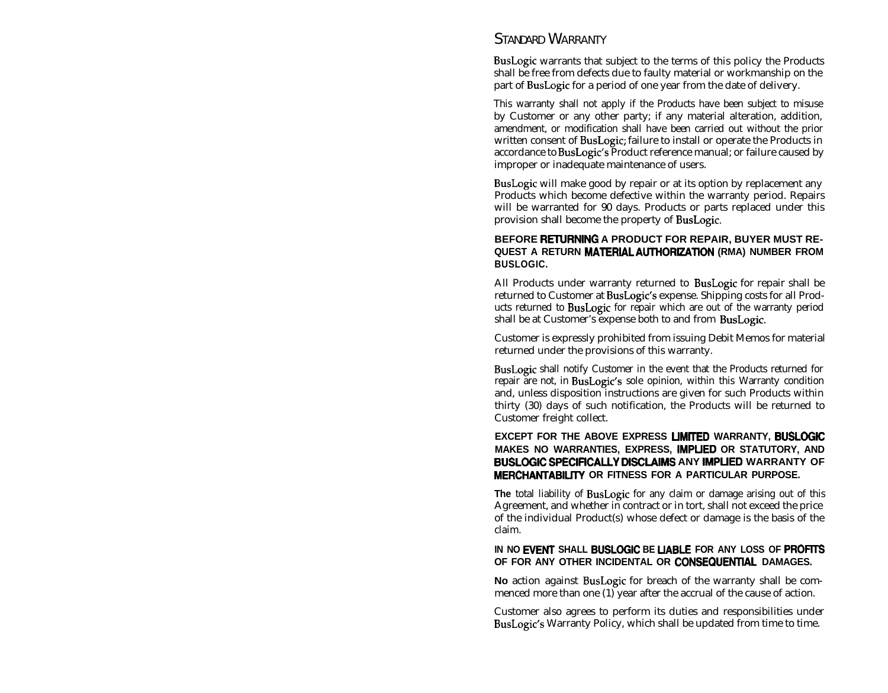## STANDARD WARRANTY

BusLogic warrants that subject to the terms of this policy the Products shall be free from defects due to faulty material or workmanship on the part of BusLogic for a period of one year from the date of delivery.

This warranty shall not apply if the Products have been subject to misuse by Customer or any other party; if any material alteration, addition, amendment, or modification shall have been carried out without the prior written consent of BusLogic; failure to install or operate the Products in accordance to BusLogic's Product reference manual; or failure caused by improper or inadequate maintenance of users.

BusLogic will make good by repair or at its option by replacement any Products which become defective within the warranty period. Repairs will be warranted for 90 days. Products or parts replaced under this provision shall become the property of BusLogic.

**BEFORE RETURNING A PRODUCT FOR REPAIR, BUYER MUST RE-QUEST A RETURN MATERIAL AUTHORIZATION (RMA) NUMBER FROM BUSLOGIC.**

All Products under warranty returned to BusLogic for repair shall be returned to Customer at BusLogic's expense. Shipping costs for all Products returned to BusLogic for repair which are out of the warranty period shall be at Customer's expense both to and from BusLogic.

Customer is expressly prohibited from issuing Debit Memos for material returned under the provisions of this warranty.

BusLogic shall notify Customer in the event that the Products returned for repair are not, in BusLogic's sole opinion, within this Warranty condition and, unless disposition instructions are given for such Products within thirty (30) days of such notification, the Products will be returned to Customer freight collect.

**EXCEPT FOR THE ABOVE EXPRESS LIMITED WARRANTY, BUSLOGIC MAKES NO WARRANTIES, EXPRESS, IMPLIED OR STATUTORY, AND BUSLOGIC SPECIFICALLY DISCLAIMS ANY IMPLIED WARRANTY OF MERCHANTABILITY OR FITNESS FOR A PARTICULAR PURPOSE.**

The total liability of BusLogic for any claim or damage arising out of this Agreement, and whether in contract or in tort, shall not exceed the price of the individual Product(s) whose defect or damage is the basis of the claim.

**IN NO EVENT SHALL BUSLOGIC BE LIABLE FOR ANY LOSS OF PROFITS OF FOR ANY OTHER INCIDENTAL OR CONSEQUENTIAL DAMAGES.**

No action against BusLogic for breach of the warranty shall be commenced more than one (1) year after the accrual of the cause of action.

Customer also agrees to perform its duties and responsibilities under BusLogic's Warranty Policy, which shall be updated from time to time.